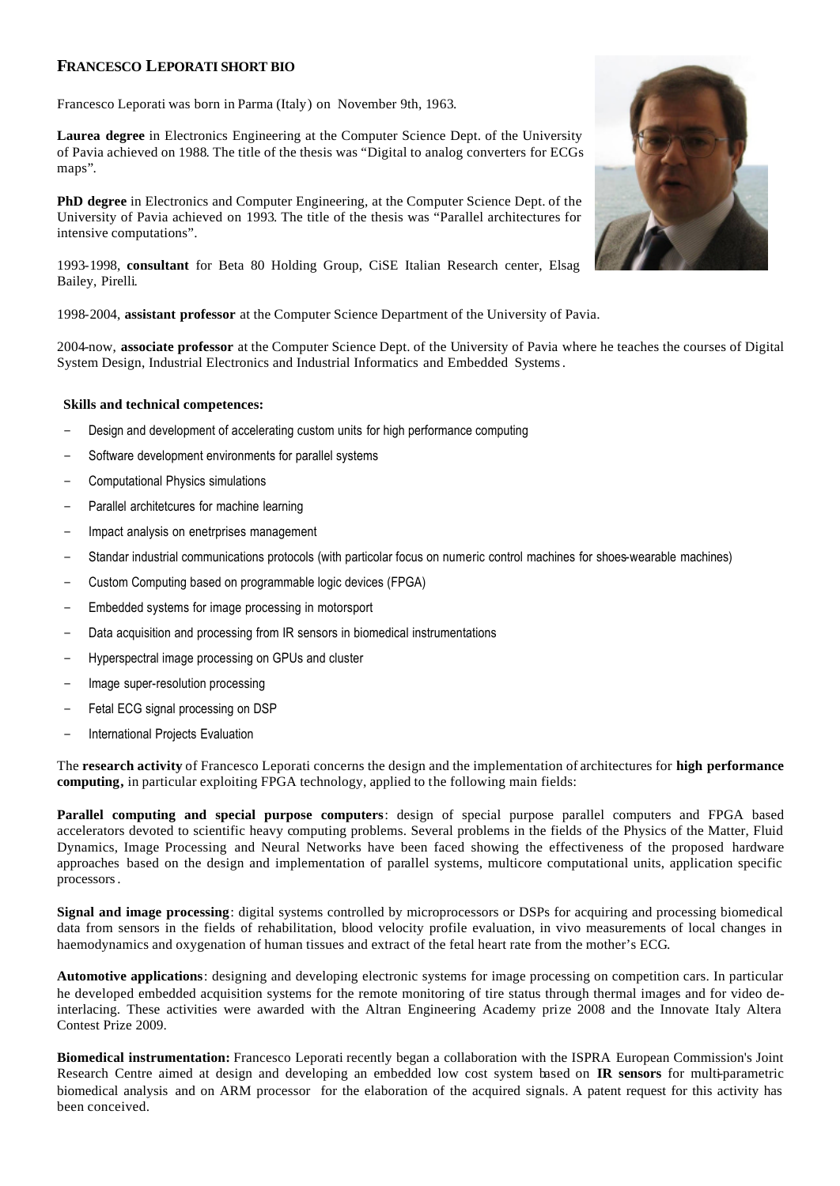## FRANCESCO LEPORATI SHORT BIO

Francesco Leporati was born in Parma (Italy) on November 9th, 1963.

**Laurea degree** in Electronics Engineering at the Computer Science Dept. of the University of Pavia achieved on 1988. The title of the thesis was "Digital to analog converters for ECGs maps".

**PhD degree** in Electronics and Computer Engineering, at the Computer Science Dept. of the University of Pavia achieved on 1993. The title of the thesis was "Parallel architectures for intensive computations".

1993-1998, **consultant** for Beta 80 Holding Group, CiSE Italian Research center, Elsag Bailey, Pirelli.

1998-2004, **assistant professor** at the Computer Science Department of the University of Pavia.

2004-now, **associate professor** at the Computer Science Dept. of the University of Pavia where he teaches the courses of Digital System Design, Industrial Electronics and Industrial Informatics and Embedded Systems.

**Skills and technical competences:**

- Design and development of accelerating custom units for high performance computing
- Software development environments for parallel systems
- Computational Physics simulations
- Parallel architetcures for machine learning
- Impact analysis on enetrprises management
- Standar industrial communications protocols (with particolar focus on numeric control machines for shoes-wearable machines)
- Custom Computing based on programmable logic devices (FPGA)
- Embedded systems for image processing in motorsport
- Data acquisition and processing from IR sensors in biomedical instrumentations
- Hyperspectral image processing on GPUs and cluster
- Image super-resolution processing
- Fetal ECG signal processing on DSP
- International Projects Evaluation

The **research activity** of Francesco Leporati concerns the design and the implementation of architectures for **high performance computing**, in particular exploiting FPGA technology, applied to the following main fields:

**Parallel computing and special purpose computers**: design of special purpose parallel computers and FPGA based accelerators devoted to scientific heavy computing problems. Several problems in the fields of the Physics of the Matter, Fluid Dynamics, Image Processing and Neural Networks have been faced showing the effectiveness of the proposed hardware approaches based on the design and implementation of parallel systems, multicore computational units, application specific processors.

**Signal and image processing**: digital systems controlled by microprocessors or DSPs for acquiring and processing biomedical data from sensors in the fields of rehabilitation, blood velocity profile evaluation, in vivo measurements of local changes in haemodynamics and oxygenation of human tissues and extract of the fetal heart rate from the mother's ECG.

**Automotive applications**: designing and developing electronic systems for image processing on competition cars. In particular he developed embedded acquisition systems for the remote monitoring of tire status through thermal images and for video de-interlacing. These activities were awarded with the Altran Engineering Academy prize 2008 and the Innovate Italy Altera Contest Prize 2009.

**Biomedical instrumentation:** Francesco Leporati recently began a collaboration with the ISPRA European Commission's Joint Research Centre aimed at design and developing an embedded low cost system based on **IR sensors** for multi-parametric biomedical analysis and on ARM processor for the elaboration of the acquired signals. A patent request for this activity has been conceived.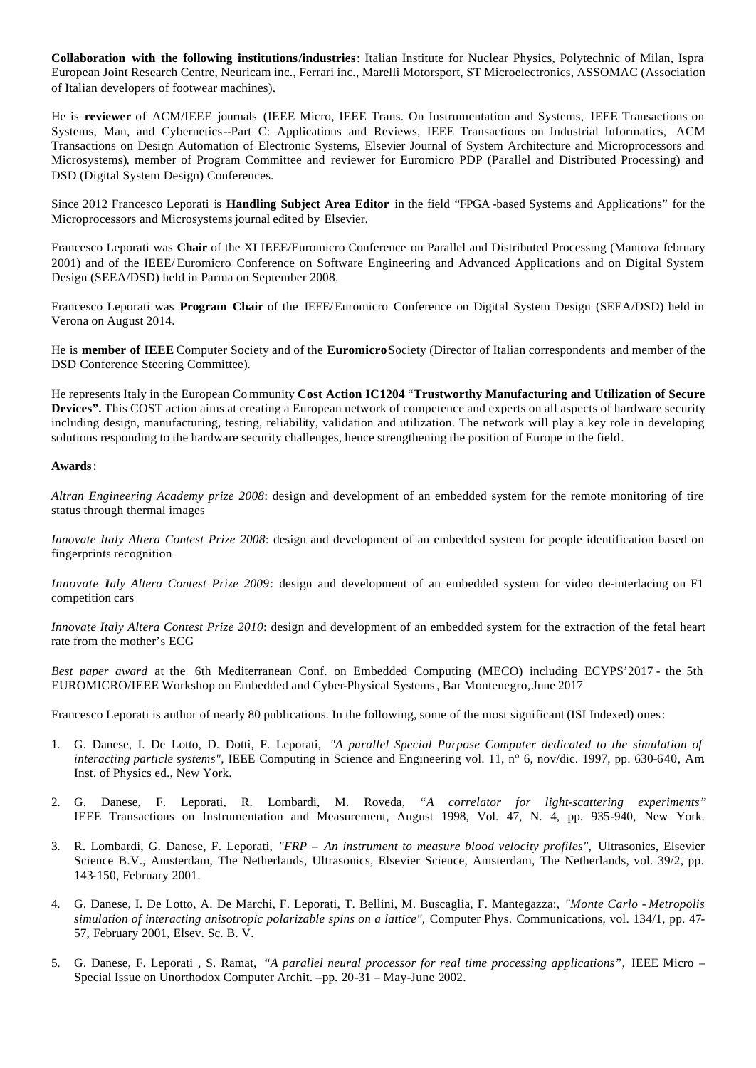**Collaboration with the following institutions/industries**: Italian Institute for Nuclear Physics, Polytechnic of Milan, Ispra European Joint Research Centre, Neuricam inc., Ferrari inc., Marelli Motorsport, ST Microelectronics, ASSOMAC (Association of Italian developers of footwear machines).

He is **reviewer** of ACM/IEEE journals (IEEE Micro, IEEE Trans. On Instrumentation and Systems, IEEE Transactions on Systems, Man, and Cybernetics--Part C: Applications and Reviews, IEEE Transactions on Industrial Informatics, ACM Transactions on Design Automation of Electronic Systems, Elsevier Journal of System Architecture and Microprocessors and Microsystems), member of Program Committee and reviewer for Euromicro PDP (Parallel and Distributed Processing) and DSD (Digital System Design) Conferences.

Since 2012 Francesco Leporati is **Handling Subject Area Editor** in the field "FPGA-based Systems and Applications" for the Microprocessors and Microsystems journal edited by Elsevier.

Francesco Leporati was **Chair** of the XI IEEE/Euromicro Conference on Parallel and Distributed Processing (Mantova february 2001) and of the IEEE/Euromicro Conference on Software Engineering and Advanced Applications and on Digital System Design (SEEA/DSD) held in Parma on September 2008.

Francesco Leporati was **Program Chair** of the IEEE/Euromicro Conference on Digital System Design (SEEA/DSD) held in Verona on August 2014.

He is **member of IEEE** Computer Society and of the **Euromicro** Society (Director of Italian correspondents and member of the DSD Conference Steering Committee).

He represents Italy in the European Community **Cost Action IC1204** "**Trustworthy Manufacturing and Utilization of Secure Devices".** This COST action aims at creating a European network of competence and experts on all aspects of hardware security including design, manufacturing, testing, reliability, validation and utilization. The network will play a key role in developing solutions responding to the hardware security challenges, hence strengthening the position of Europe in the field.

**Awards**:

*Altran Engineering Academy prize 2008*: design and development of an embedded system for the remote monitoring of tire status through thermal images

*Innovate Italy Altera Contest Prize 2008*: design and development of an embedded system for people identification based on fingerprints recognition

*Innovate Italy Altera Contest Prize 2009*: design and development of an embedded system for video de-interlacing on F1 competition cars

*Innovate Italy Altera Contest Prize 2010*: design and development of an embedded system for the extraction of the fetal heart rate from the mother's ECG

*Best paper award* at the 6th Mediterranean Conf. on Embedded Computing (MECO) including ECYPS'2017 - the 5th EUROMICRO/IEEE Workshop on Embedded and Cyber-Physical Systems, Bar Montenegro, June 2017

Francesco Leporati is author of nearly 80 publications. In the following, some of the most significant (ISI Indexed) ones:

1. G. Danese, I. De Lotto, D. Dotti, F. Leporati, *"A parallel Special Purpose Computer dedicated to the simulation of interacting particle systems"*, IEEE Computing in Science and Engineering vol. 11, n° 6, nov/dic. 1997, pp. 630-640, Am. Inst. of Physics ed., New York.

2. G. Danese, F. Leporati, R. Lombardi, M. Roveda, "*A correlator for light-scattering experiments"* IEEE Transactions on Instrumentation and Measurement, August 1998, Vol. 47, N. 4, pp. 935-940, New York.

3. R. Lombardi, G. Danese, F. Leporati, *"FRP – An instrument to measure blood velocity profiles"*, Ultrasonics, Elsevier Science B.V., Amsterdam, The Netherlands, Ultrasonics, Elsevier Science, Amsterdam, The Netherlands, vol. 39/2, pp. 143-150, February 2001.

4. G. Danese, I. De Lotto, A. De Marchi, F. Leporati, T. Bellini, M. Buscaglia, F. Mantegazza:, *"Monte Carlo - Metropolis simulation of interacting anisotropic polarizable spins on a lattice"*, Computer Phys. Communications, vol. 134/1, pp. 47-57, February 2001, Elsev. Sc. B. V.

5. G. Danese, F. Leporati , S. Ramat, "*A parallel neural processor for real time processing applications"*, IEEE Micro – Special Issue on Unorthodox Computer Archit. –pp. 20-31 – May-June 2002.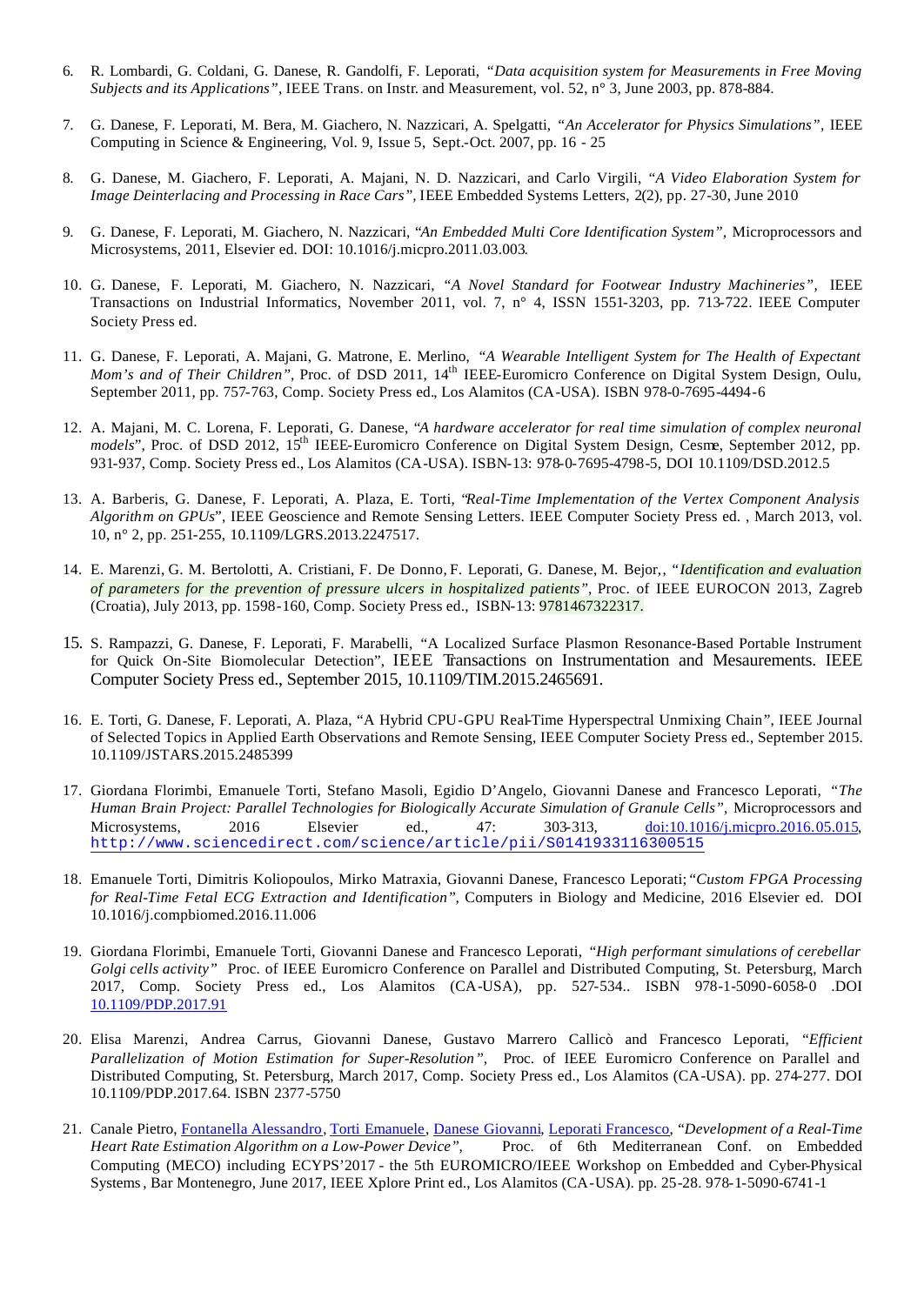6. R. Lombardi, G. Coldani, G. Danese, R. Gandolfi, F. Leporati, *"Data acquisition system for Measurements in Free Moving Subjects and its Applications"*, IEEE Trans. on Instr. and Measurement, vol. 52, n° 3, June 2003, pp. 878-884.

7. G. Danese, F. Leporati, M. Bera, M. Giachero, N. Nazzicari, A. Spelgatti, *"An Accelerator for Physics Simulations"*, IEEE Computing in Science & Engineering, Vol. 9, Issue 5, Sept.-Oct. 2007, pp. 16 - 25

8. G. Danese, M. Giachero, F. Leporati, A. Majani, N. D. Nazzicari, and Carlo Virgili, *"A Video Elaboration System for Image Deinterlacing and Processing in Race Cars"*, IEEE Embedded Systems Letters, 2(2), pp. 27-30, June 2010

9. G. Danese, F. Leporati, M. Giachero, N. Nazzicari, *"An Embedded Multi Core Identification System"*, Microprocessors and Microsystems, 2011, Elsevier ed. DOI: 10.1016/j.micpro.2011.03.003.

10. G. Danese, F. Leporati, M. Giachero, N. Nazzicari, *"A Novel Standard for Footwear Industry Machineries"*, IEEE Transactions on Industrial Informatics, November 2011, vol. 7, n° 4, ISSN 1551-3203, pp. 713-722. IEEE Computer Society Press ed.

11. G. Danese, F. Leporati, A. Majani, G. Matrone, E. Merlino, *"A Wearable Intelligent System for The Health of Expectant Mom's and of Their Children"*, Proc. of DSD 2011, 14th IEEE-Euromicro Conference on Digital System Design, Oulu, September 2011, pp. 757-763, Comp. Society Press ed., Los Alamitos (CA-USA). ISBN 978-0-7695-4494-6

12. A. Majani, M. C. Lorena, F. Leporati, G. Danese, *"A hardware accelerator for real time simulation of complex neuronal models"*, Proc. of DSD 2012, 15th IEEE-Euromicro Conference on Digital System Design, Cesme, September 2012, pp. 931-937, Comp. Society Press ed., Los Alamitos (CA-USA). ISBN-13: 978-0-7695-4798-5, DOI 10.1109/DSD.2012.5

13. A. Barberis, G. Danese, F. Leporati, A. Plaza, E. Torti, *"Real-Time Implementation of the Vertex Component Analysis Algorithm on GPUs"*, IEEE Geoscience and Remote Sensing Letters. IEEE Computer Society Press ed. , March 2013, vol. 10, n° 2, pp. 251-255, 10.1109/LGRS.2013.2247517.

14. E. Marenzi, G. M. Bertolotti, A. Cristiani, F. De Donno, F. Leporati, G. Danese, M. Bejor,, *"Identification and evaluation of parameters for the prevention of pressure ulcers in hospitalized patients"*, Proc. of IEEE EUROCON 2013, Zagreb (Croatia), July 2013, pp. 1598-160, Comp. Society Press ed., ISBN-13: 9781467322317.

15. S. Rampazzi, G. Danese, F. Leporati, F. Marabelli, "A Localized Surface Plasmon Resonance-Based Portable Instrument for Quick On-Site Biomolecular Detection", IEEE Transactions on Instrumentation and Mesaurements. IEEE Computer Society Press ed., September 2015, 10.1109/TIM.2015.2465691.

16. E. Torti, G. Danese, F. Leporati, A. Plaza, "A Hybrid CPU-GPU Real-Time Hyperspectral Unmixing Chain", IEEE Journal of Selected Topics in Applied Earth Observations and Remote Sensing, IEEE Computer Society Press ed., September 2015. 10.1109/JSTARS.2015.2485399

17. Giordana Florimbi, Emanuele Torti, Stefano Masoli, Egidio D'Angelo, Giovanni Danese and Francesco Leporati, *"The Human Brain Project: Parallel Technologies for Biologically Accurate Simulation of Granule Cells"*, Microprocessors and Microsystems, 2016 Elsevier ed., 47: 303-313, doi:10.1016/j.micpro.2016.05.015, http://www.sciencedirect.com/science/article/pii/S0141933116300515

18. Emanuele Torti, Dimitris Koliopoulos, Mirko Matraxia, Giovanni Danese, Francesco Leporati; *"Custom FPGA Processing for Real-Time Fetal ECG Extraction and Identification"*, Computers in Biology and Medicine, 2016 Elsevier ed. DOI 10.1016/j.compbiomed.2016.11.006

19. Giordana Florimbi, Emanuele Torti, Giovanni Danese and Francesco Leporati, *"High performant simulations of cerebellar Golgi cells activity"* Proc. of IEEE Euromicro Conference on Parallel and Distributed Computing, St. Petersburg, March 2017, Comp. Society Press ed., Los Alamitos (CA-USA), pp. 527-534.. ISBN 978-1-5090-6058-0 .DOI 10.1109/PDP.2017.91

20. Elisa Marenzi, Andrea Carrus, Giovanni Danese, Gustavo Marrero Callicò and Francesco Leporati, *"Efficient Parallelization of Motion Estimation for Super-Resolution"*, Proc. of IEEE Euromicro Conference on Parallel and Distributed Computing, St. Petersburg, March 2017, Comp. Society Press ed., Los Alamitos (CA-USA). pp. 274-277. DOI 10.1109/PDP.2017.64. ISBN 2377-5750

21. Canale Pietro, Fontanella Alessandro, Torti Emanuele, Danese Giovanni, Leporati Francesco, *"Development of a Real-Time Heart Rate Estimation Algorithm on a Low-Power Device"*, Proc. of 6th Mediterranean Conf. on Embedded Computing (MECO) including ECYPS'2017 - the 5th EUROMICRO/IEEE Workshop on Embedded and Cyber-Physical Systems, Bar Montenegro, June 2017, IEEE Xplore Print ed., Los Alamitos (CA-USA). pp. 25-28. 978-1-5090-6741-1